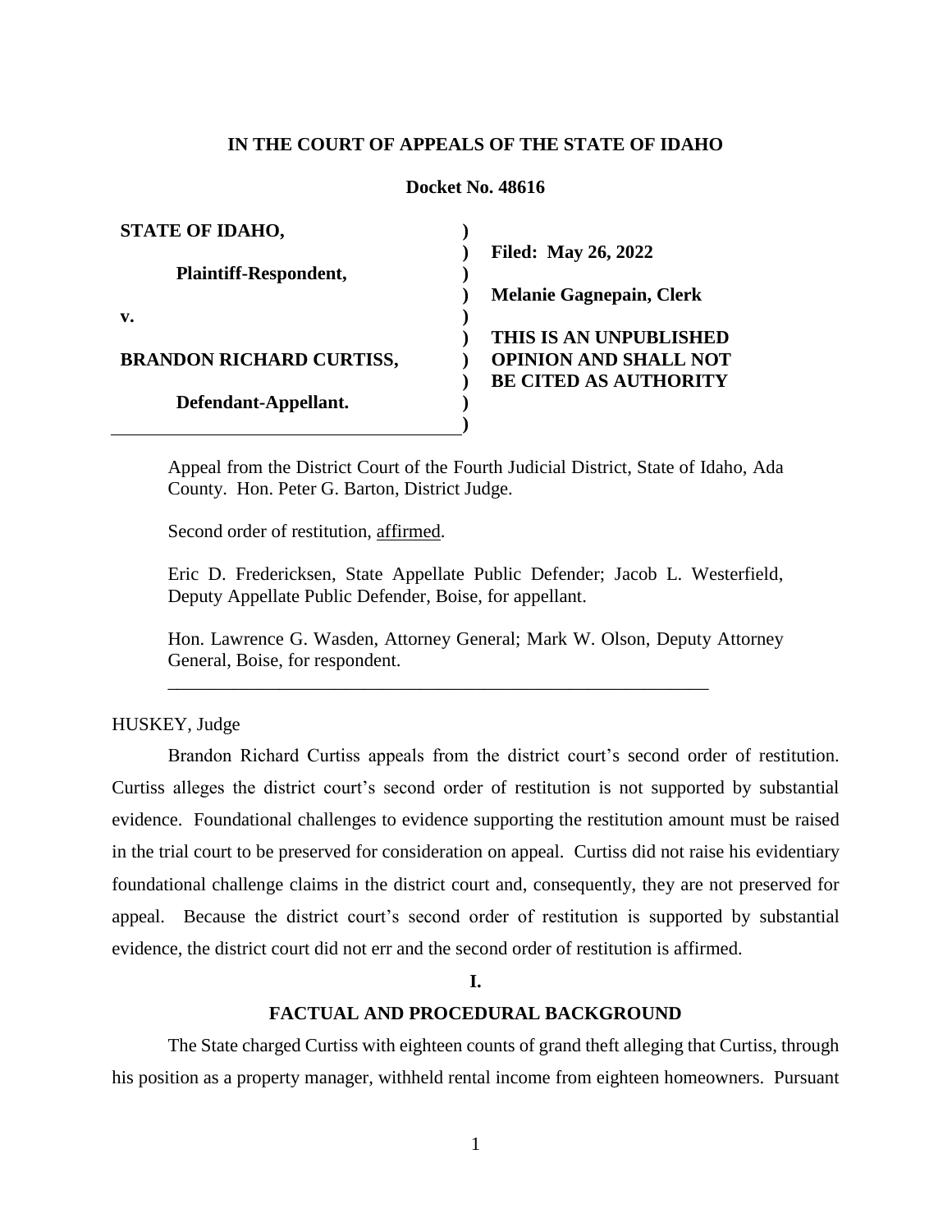**IN THE COURT OF APPEALS OF THE STATE OF IDAHO**

**Docket No. 48616**

| | |
|---|---|
| **STATE OF IDAHO,** | |
| **Plaintiff-Respondent,** | **Filed: May 26, 2022** |
| **v.** | **Melanie Gagnepain, Clerk** |
| **BRANDON RICHARD CURTISS,** | **THIS IS AN UNPUBLISHED OPINION AND SHALL NOT BE CITED AS AUTHORITY** |
| **Defendant-Appellant.** | |

Appeal from the District Court of the Fourth Judicial District, State of Idaho, Ada County. Hon. Peter G. Barton, District Judge.

Second order of restitution, affirmed.

Eric D. Fredericksen, State Appellate Public Defender; Jacob L. Westerfield, Deputy Appellate Public Defender, Boise, for appellant.

Hon. Lawrence G. Wasden, Attorney General; Mark W. Olson, Deputy Attorney General, Boise, for respondent.

---

HUSKEY, Judge

Brandon Richard Curtiss appeals from the district court's second order of restitution. Curtiss alleges the district court's second order of restitution is not supported by substantial evidence. Foundational challenges to evidence supporting the restitution amount must be raised in the trial court to be preserved for consideration on appeal. Curtiss did not raise his evidentiary foundational challenge claims in the district court and, consequently, they are not preserved for appeal. Because the district court's second order of restitution is supported by substantial evidence, the district court did not err and the second order of restitution is affirmed.

## I.

## FACTUAL AND PROCEDURAL BACKGROUND

The State charged Curtiss with eighteen counts of grand theft alleging that Curtiss, through his position as a property manager, withheld rental income from eighteen homeowners. Pursuant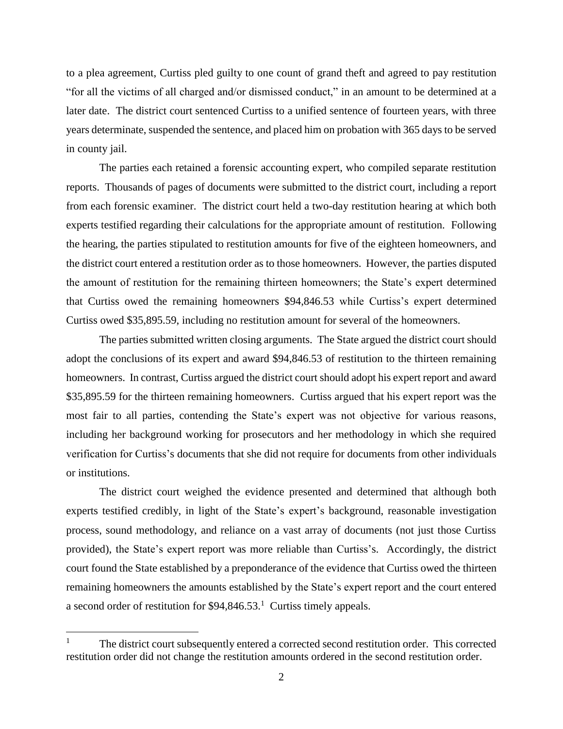to a plea agreement, Curtiss pled guilty to one count of grand theft and agreed to pay restitution "for all the victims of all charged and/or dismissed conduct," in an amount to be determined at a later date. The district court sentenced Curtiss to a unified sentence of fourteen years, with three years determinate, suspended the sentence, and placed him on probation with 365 days to be served in county jail.

The parties each retained a forensic accounting expert, who compiled separate restitution reports. Thousands of pages of documents were submitted to the district court, including a report from each forensic examiner. The district court held a two-day restitution hearing at which both experts testified regarding their calculations for the appropriate amount of restitution. Following the hearing, the parties stipulated to restitution amounts for five of the eighteen homeowners, and the district court entered a restitution order as to those homeowners. However, the parties disputed the amount of restitution for the remaining thirteen homeowners; the State's expert determined that Curtiss owed the remaining homeowners $94,846.53 while Curtiss's expert determined Curtiss owed $35,895.59, including no restitution amount for several of the homeowners.

The parties submitted written closing arguments. The State argued the district court should adopt the conclusions of its expert and award $94,846.53 of restitution to the thirteen remaining homeowners. In contrast, Curtiss argued the district court should adopt his expert report and award $35,895.59 for the thirteen remaining homeowners. Curtiss argued that his expert report was the most fair to all parties, contending the State's expert was not objective for various reasons, including her background working for prosecutors and her methodology in which she required verification for Curtiss's documents that she did not require for documents from other individuals or institutions.

The district court weighed the evidence presented and determined that although both experts testified credibly, in light of the State's expert's background, reasonable investigation process, sound methodology, and reliance on a vast array of documents (not just those Curtiss provided), the State's expert report was more reliable than Curtiss's. Accordingly, the district court found the State established by a preponderance of the evidence that Curtiss owed the thirteen remaining homeowners the amounts established by the State's expert report and the court entered a second order of restitution for $94,846.53.[1] Curtiss timely appeals.

---

[1] The district court subsequently entered a corrected second restitution order. This corrected restitution order did not change the restitution amounts ordered in the second restitution order.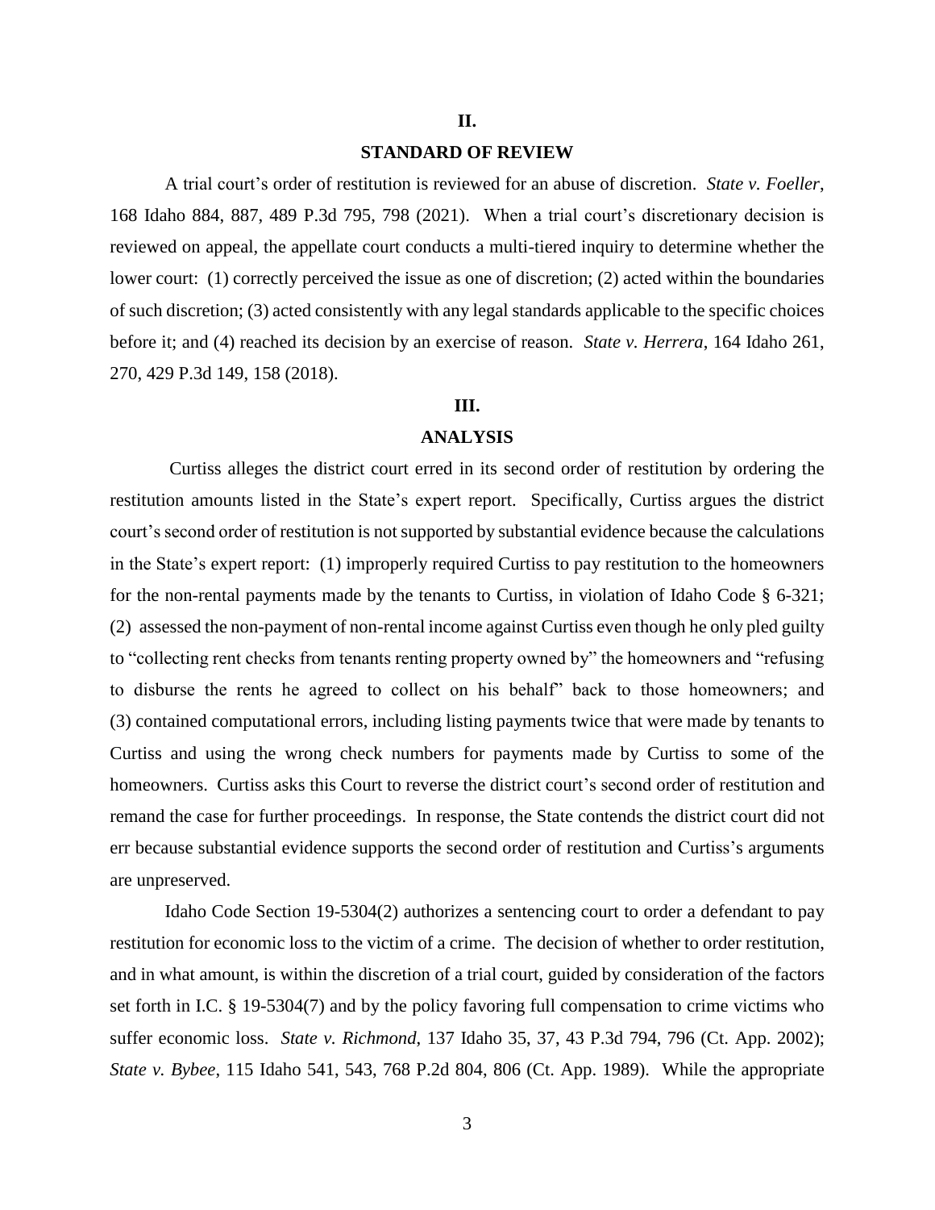## II.

## STANDARD OF REVIEW

A trial court's order of restitution is reviewed for an abuse of discretion. *State v. Foeller*, 168 Idaho 884, 887, 489 P.3d 795, 798 (2021). When a trial court's discretionary decision is reviewed on appeal, the appellate court conducts a multi-tiered inquiry to determine whether the lower court: (1) correctly perceived the issue as one of discretion; (2) acted within the boundaries of such discretion; (3) acted consistently with any legal standards applicable to the specific choices before it; and (4) reached its decision by an exercise of reason. *State v. Herrera*, 164 Idaho 261, 270, 429 P.3d 149, 158 (2018).

## III.

## ANALYSIS

Curtiss alleges the district court erred in its second order of restitution by ordering the restitution amounts listed in the State's expert report. Specifically, Curtiss argues the district court's second order of restitution is not supported by substantial evidence because the calculations in the State's expert report: (1) improperly required Curtiss to pay restitution to the homeowners for the non-rental payments made by the tenants to Curtiss, in violation of Idaho Code § 6-321; (2) assessed the non-payment of non-rental income against Curtiss even though he only pled guilty to "collecting rent checks from tenants renting property owned by" the homeowners and "refusing to disburse the rents he agreed to collect on his behalf" back to those homeowners; and (3) contained computational errors, including listing payments twice that were made by tenants to Curtiss and using the wrong check numbers for payments made by Curtiss to some of the homeowners. Curtiss asks this Court to reverse the district court's second order of restitution and remand the case for further proceedings. In response, the State contends the district court did not err because substantial evidence supports the second order of restitution and Curtiss's arguments are unpreserved.

Idaho Code Section 19-5304(2) authorizes a sentencing court to order a defendant to pay restitution for economic loss to the victim of a crime. The decision of whether to order restitution, and in what amount, is within the discretion of a trial court, guided by consideration of the factors set forth in I.C. § 19-5304(7) and by the policy favoring full compensation to crime victims who suffer economic loss. *State v. Richmond*, 137 Idaho 35, 37, 43 P.3d 794, 796 (Ct. App. 2002); *State v. Bybee*, 115 Idaho 541, 543, 768 P.2d 804, 806 (Ct. App. 1989). While the appropriate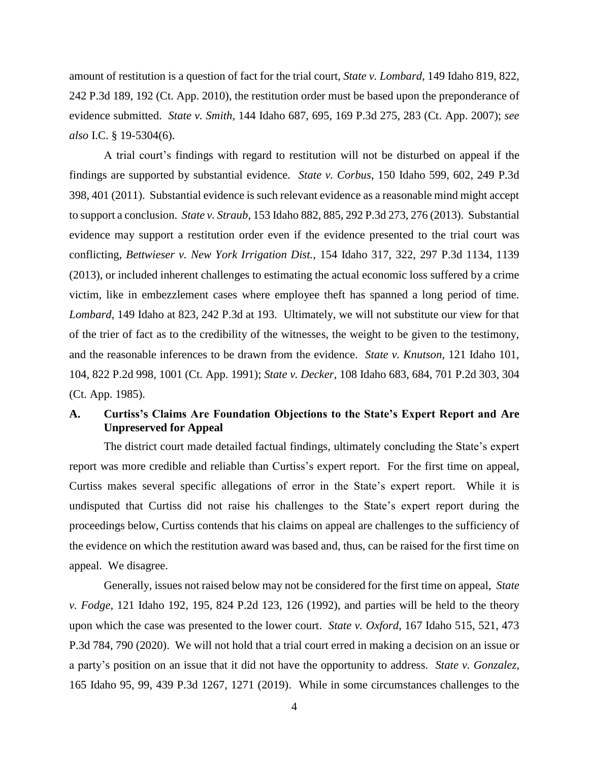amount of restitution is a question of fact for the trial court, *State v. Lombard*, 149 Idaho 819, 822, 242 P.3d 189, 192 (Ct. App. 2010), the restitution order must be based upon the preponderance of evidence submitted. *State v. Smith*, 144 Idaho 687, 695, 169 P.3d 275, 283 (Ct. App. 2007); *see also* I.C. § 19-5304(6).

A trial court's findings with regard to restitution will not be disturbed on appeal if the findings are supported by substantial evidence. *State v. Corbus*, 150 Idaho 599, 602, 249 P.3d 398, 401 (2011). Substantial evidence is such relevant evidence as a reasonable mind might accept to support a conclusion. *State v. Straub*, 153 Idaho 882, 885, 292 P.3d 273, 276 (2013). Substantial evidence may support a restitution order even if the evidence presented to the trial court was conflicting, *Bettwieser v. New York Irrigation Dist.*, 154 Idaho 317, 322, 297 P.3d 1134, 1139 (2013), or included inherent challenges to estimating the actual economic loss suffered by a crime victim, like in embezzlement cases where employee theft has spanned a long period of time. *Lombard*, 149 Idaho at 823, 242 P.3d at 193. Ultimately, we will not substitute our view for that of the trier of fact as to the credibility of the witnesses, the weight to be given to the testimony, and the reasonable inferences to be drawn from the evidence. *State v. Knutson*, 121 Idaho 101, 104, 822 P.2d 998, 1001 (Ct. App. 1991); *State v. Decker*, 108 Idaho 683, 684, 701 P.2d 303, 304 (Ct. App. 1985).

### A. Curtiss's Claims Are Foundation Objections to the State's Expert Report and Are Unpreserved for Appeal

The district court made detailed factual findings, ultimately concluding the State's expert report was more credible and reliable than Curtiss's expert report. For the first time on appeal, Curtiss makes several specific allegations of error in the State's expert report. While it is undisputed that Curtiss did not raise his challenges to the State's expert report during the proceedings below, Curtiss contends that his claims on appeal are challenges to the sufficiency of the evidence on which the restitution award was based and, thus, can be raised for the first time on appeal. We disagree.

Generally, issues not raised below may not be considered for the first time on appeal, *State v. Fodge*, 121 Idaho 192, 195, 824 P.2d 123, 126 (1992), and parties will be held to the theory upon which the case was presented to the lower court. *State v. Oxford*, 167 Idaho 515, 521, 473 P.3d 784, 790 (2020). We will not hold that a trial court erred in making a decision on an issue or a party's position on an issue that it did not have the opportunity to address. *State v. Gonzalez*, 165 Idaho 95, 99, 439 P.3d 1267, 1271 (2019). While in some circumstances challenges to the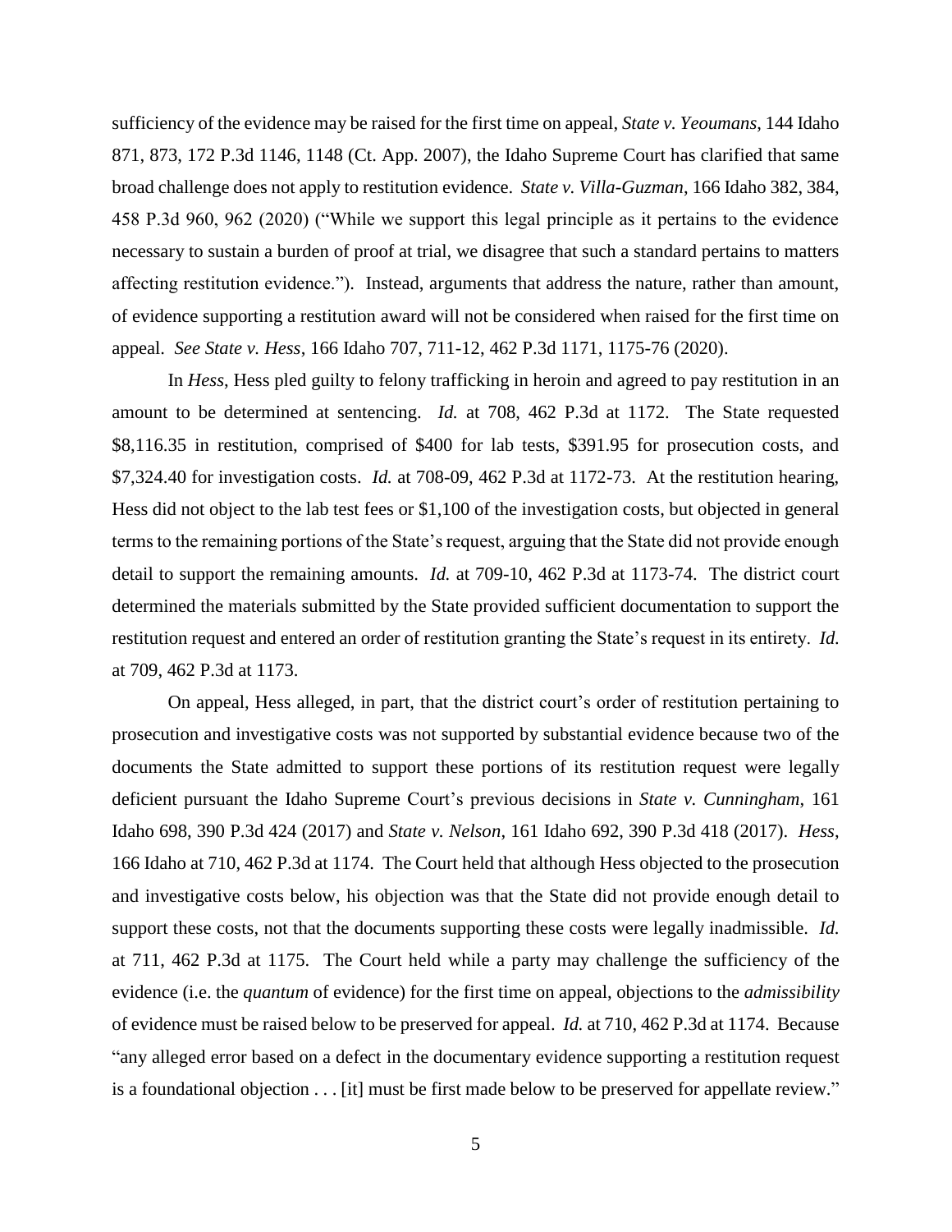sufficiency of the evidence may be raised for the first time on appeal, *State v. Yeoumans*, 144 Idaho 871, 873, 172 P.3d 1146, 1148 (Ct. App. 2007), the Idaho Supreme Court has clarified that same broad challenge does not apply to restitution evidence. *State v. Villa-Guzman*, 166 Idaho 382, 384, 458 P.3d 960, 962 (2020) ("While we support this legal principle as it pertains to the evidence necessary to sustain a burden of proof at trial, we disagree that such a standard pertains to matters affecting restitution evidence."). Instead, arguments that address the nature, rather than amount, of evidence supporting a restitution award will not be considered when raised for the first time on appeal. *See State v. Hess*, 166 Idaho 707, 711-12, 462 P.3d 1171, 1175-76 (2020).

In *Hess*, Hess pled guilty to felony trafficking in heroin and agreed to pay restitution in an amount to be determined at sentencing. *Id.* at 708, 462 P.3d at 1172. The State requested $8,116.35 in restitution, comprised of $400 for lab tests, $391.95 for prosecution costs, and $7,324.40 for investigation costs. *Id.* at 708-09, 462 P.3d at 1172-73. At the restitution hearing, Hess did not object to the lab test fees or $1,100 of the investigation costs, but objected in general terms to the remaining portions of the State's request, arguing that the State did not provide enough detail to support the remaining amounts. *Id.* at 709-10, 462 P.3d at 1173-74. The district court determined the materials submitted by the State provided sufficient documentation to support the restitution request and entered an order of restitution granting the State's request in its entirety. *Id.* at 709, 462 P.3d at 1173.

On appeal, Hess alleged, in part, that the district court's order of restitution pertaining to prosecution and investigative costs was not supported by substantial evidence because two of the documents the State admitted to support these portions of its restitution request were legally deficient pursuant the Idaho Supreme Court's previous decisions in *State v. Cunningham*, 161 Idaho 698, 390 P.3d 424 (2017) and *State v. Nelson*, 161 Idaho 692, 390 P.3d 418 (2017). *Hess*, 166 Idaho at 710, 462 P.3d at 1174. The Court held that although Hess objected to the prosecution and investigative costs below, his objection was that the State did not provide enough detail to support these costs, not that the documents supporting these costs were legally inadmissible. *Id.* at 711, 462 P.3d at 1175. The Court held while a party may challenge the sufficiency of the evidence (i.e. the *quantum* of evidence) for the first time on appeal, objections to the *admissibility* of evidence must be raised below to be preserved for appeal. *Id.* at 710, 462 P.3d at 1174. Because "any alleged error based on a defect in the documentary evidence supporting a restitution request is a foundational objection . . . [it] must be first made below to be preserved for appellate review."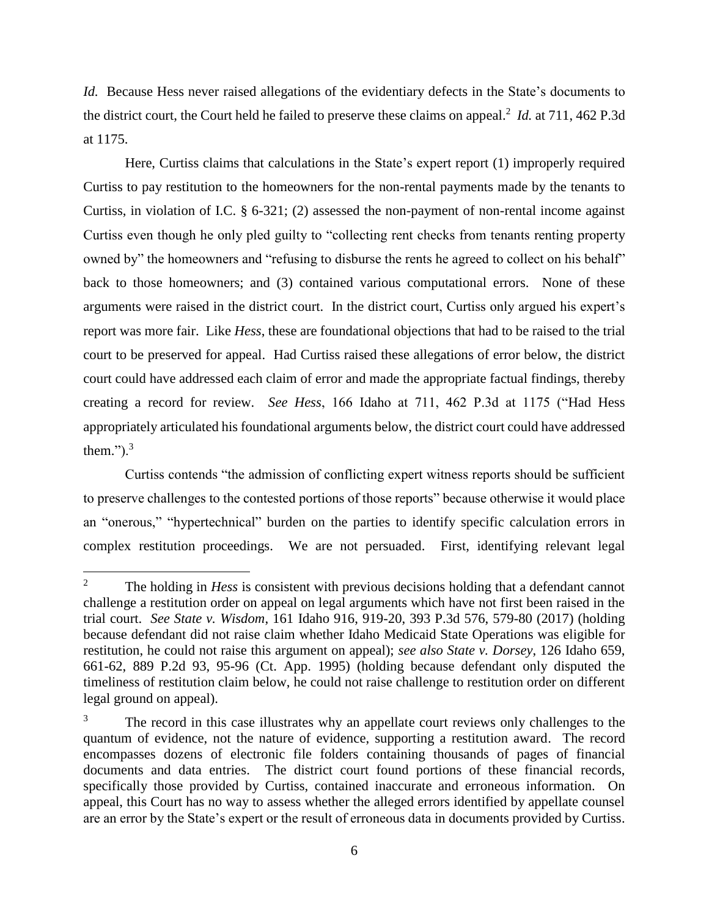*Id.* Because Hess never raised allegations of the evidentiary defects in the State's documents to the district court, the Court held he failed to preserve these claims on appeal.[2] *Id.* at 711, 462 P.3d at 1175.

Here, Curtiss claims that calculations in the State's expert report (1) improperly required Curtiss to pay restitution to the homeowners for the non-rental payments made by the tenants to Curtiss, in violation of I.C. § 6-321; (2) assessed the non-payment of non-rental income against Curtiss even though he only pled guilty to "collecting rent checks from tenants renting property owned by" the homeowners and "refusing to disburse the rents he agreed to collect on his behalf" back to those homeowners; and (3) contained various computational errors. None of these arguments were raised in the district court. In the district court, Curtiss only argued his expert's report was more fair. Like *Hess*, these are foundational objections that had to be raised to the trial court to be preserved for appeal. Had Curtiss raised these allegations of error below, the district court could have addressed each claim of error and made the appropriate factual findings, thereby creating a record for review. *See Hess*, 166 Idaho at 711, 462 P.3d at 1175 ("Had Hess appropriately articulated his foundational arguments below, the district court could have addressed them.").[3]

Curtiss contends "the admission of conflicting expert witness reports should be sufficient to preserve challenges to the contested portions of those reports" because otherwise it would place an "onerous," "hypertechnical" burden on the parties to identify specific calculation errors in complex restitution proceedings. We are not persuaded. First, identifying relevant legal

---

[2] The holding in *Hess* is consistent with previous decisions holding that a defendant cannot challenge a restitution order on appeal on legal arguments which have not first been raised in the trial court. *See State v. Wisdom*, 161 Idaho 916, 919-20, 393 P.3d 576, 579-80 (2017) (holding because defendant did not raise claim whether Idaho Medicaid State Operations was eligible for restitution, he could not raise this argument on appeal); *see also State v. Dorsey*, 126 Idaho 659, 661-62, 889 P.2d 93, 95-96 (Ct. App. 1995) (holding because defendant only disputed the timeliness of restitution claim below, he could not raise challenge to restitution order on different legal ground on appeal).

[3] The record in this case illustrates why an appellate court reviews only challenges to the quantum of evidence, not the nature of evidence, supporting a restitution award. The record encompasses dozens of electronic file folders containing thousands of pages of financial documents and data entries. The district court found portions of these financial records, specifically those provided by Curtiss, contained inaccurate and erroneous information. On appeal, this Court has no way to assess whether the alleged errors identified by appellate counsel are an error by the State's expert or the result of erroneous data in documents provided by Curtiss.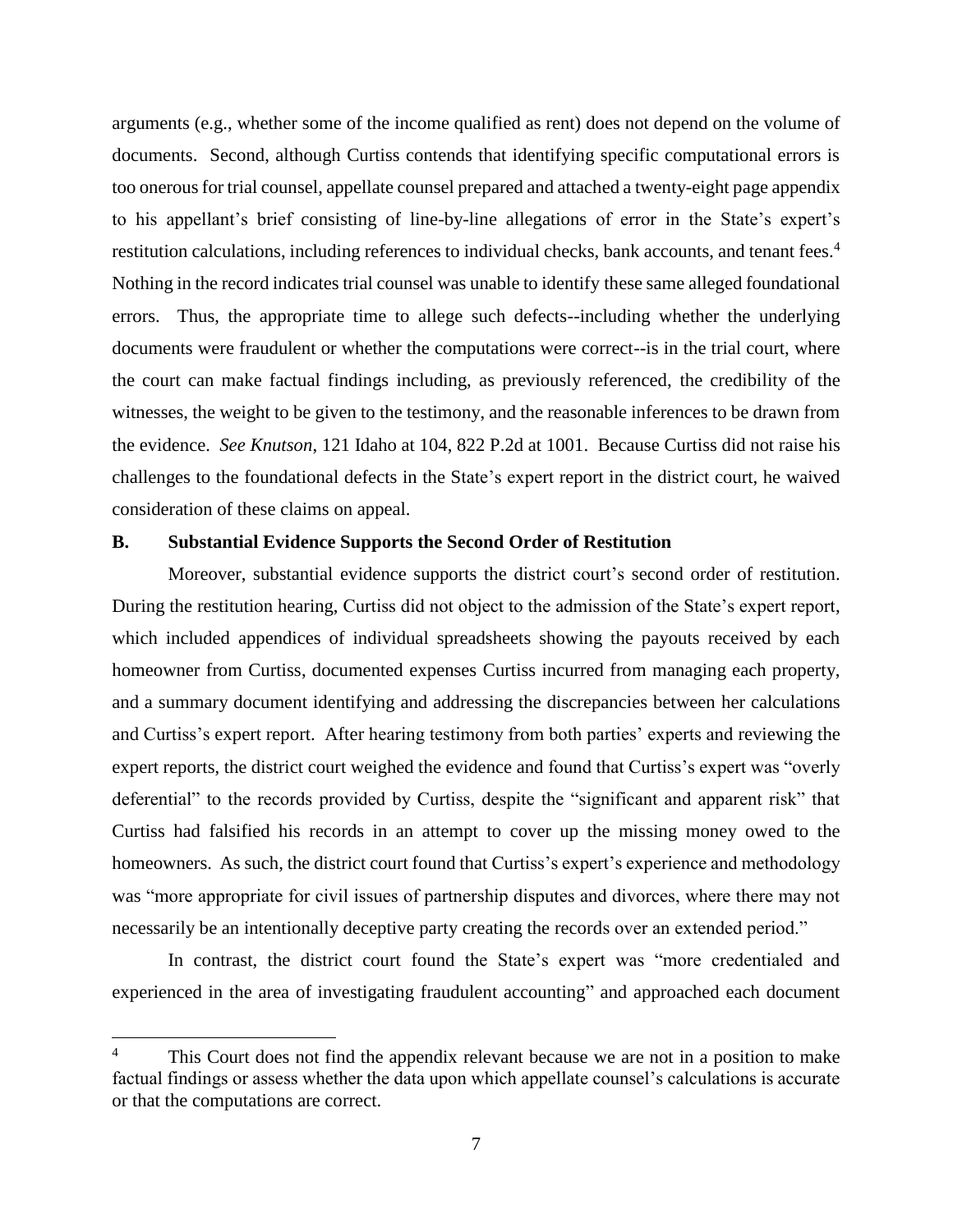arguments (e.g., whether some of the income qualified as rent) does not depend on the volume of documents. Second, although Curtiss contends that identifying specific computational errors is too onerous for trial counsel, appellate counsel prepared and attached a twenty-eight page appendix to his appellant's brief consisting of line-by-line allegations of error in the State's expert's restitution calculations, including references to individual checks, bank accounts, and tenant fees.[4] Nothing in the record indicates trial counsel was unable to identify these same alleged foundational errors. Thus, the appropriate time to allege such defects--including whether the underlying documents were fraudulent or whether the computations were correct--is in the trial court, where the court can make factual findings including, as previously referenced, the credibility of the witnesses, the weight to be given to the testimony, and the reasonable inferences to be drawn from the evidence. *See Knutson*, 121 Idaho at 104, 822 P.2d at 1001. Because Curtiss did not raise his challenges to the foundational defects in the State's expert report in the district court, he waived consideration of these claims on appeal.

**B. Substantial Evidence Supports the Second Order of Restitution**

Moreover, substantial evidence supports the district court's second order of restitution. During the restitution hearing, Curtiss did not object to the admission of the State's expert report, which included appendices of individual spreadsheets showing the payouts received by each homeowner from Curtiss, documented expenses Curtiss incurred from managing each property, and a summary document identifying and addressing the discrepancies between her calculations and Curtiss's expert report. After hearing testimony from both parties' experts and reviewing the expert reports, the district court weighed the evidence and found that Curtiss's expert was "overly deferential" to the records provided by Curtiss, despite the "significant and apparent risk" that Curtiss had falsified his records in an attempt to cover up the missing money owed to the homeowners. As such, the district court found that Curtiss's expert's experience and methodology was "more appropriate for civil issues of partnership disputes and divorces, where there may not necessarily be an intentionally deceptive party creating the records over an extended period."

In contrast, the district court found the State's expert was "more credentialed and experienced in the area of investigating fraudulent accounting" and approached each document

---

[4] This Court does not find the appendix relevant because we are not in a position to make factual findings or assess whether the data upon which appellate counsel's calculations is accurate or that the computations are correct.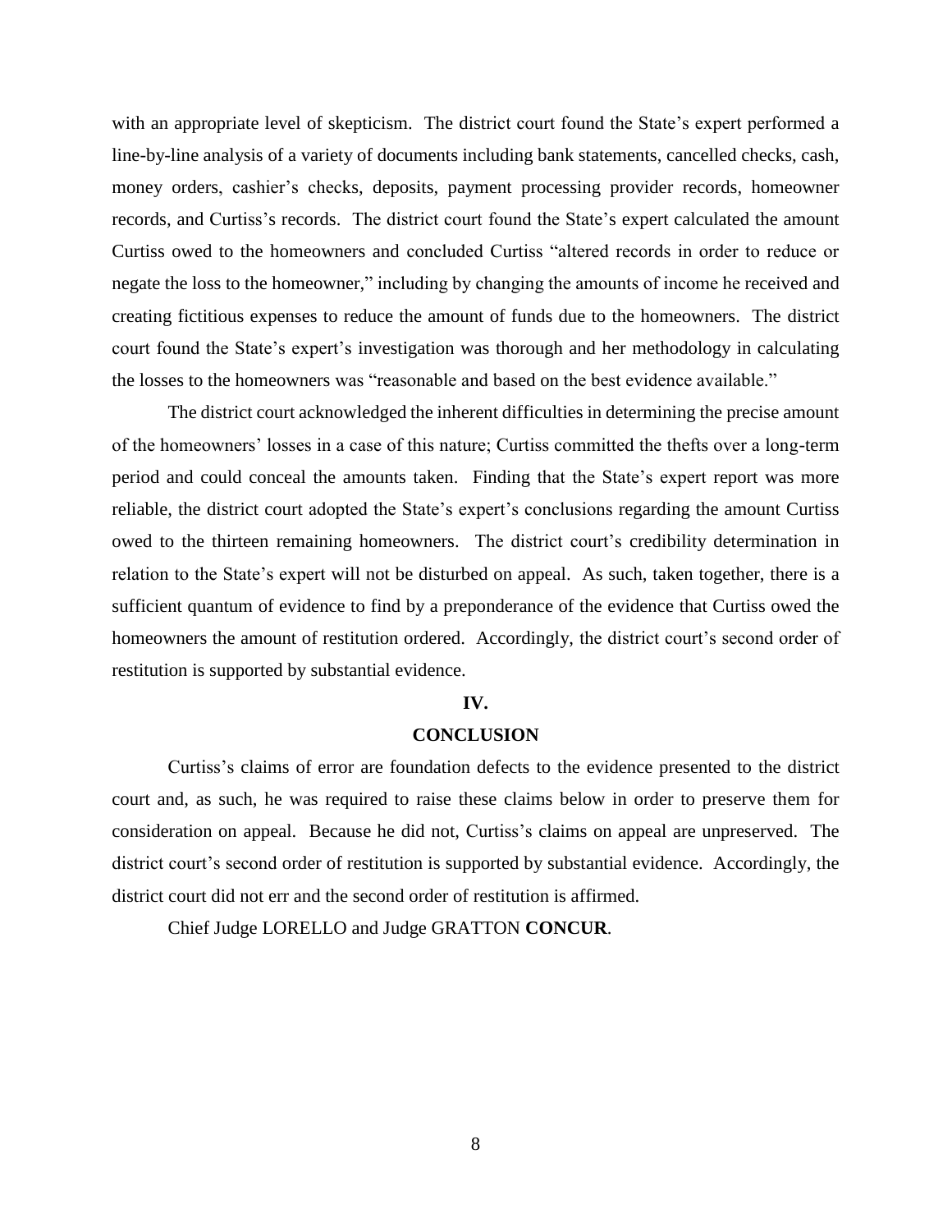with an appropriate level of skepticism. The district court found the State's expert performed a line-by-line analysis of a variety of documents including bank statements, cancelled checks, cash, money orders, cashier's checks, deposits, payment processing provider records, homeowner records, and Curtiss's records. The district court found the State's expert calculated the amount Curtiss owed to the homeowners and concluded Curtiss "altered records in order to reduce or negate the loss to the homeowner," including by changing the amounts of income he received and creating fictitious expenses to reduce the amount of funds due to the homeowners. The district court found the State's expert's investigation was thorough and her methodology in calculating the losses to the homeowners was "reasonable and based on the best evidence available."

The district court acknowledged the inherent difficulties in determining the precise amount of the homeowners' losses in a case of this nature; Curtiss committed the thefts over a long-term period and could conceal the amounts taken. Finding that the State's expert report was more reliable, the district court adopted the State's expert's conclusions regarding the amount Curtiss owed to the thirteen remaining homeowners. The district court's credibility determination in relation to the State's expert will not be disturbed on appeal. As such, taken together, there is a sufficient quantum of evidence to find by a preponderance of the evidence that Curtiss owed the homeowners the amount of restitution ordered. Accordingly, the district court's second order of restitution is supported by substantial evidence.

## IV.

## CONCLUSION

Curtiss's claims of error are foundation defects to the evidence presented to the district court and, as such, he was required to raise these claims below in order to preserve them for consideration on appeal. Because he did not, Curtiss's claims on appeal are unpreserved. The district court's second order of restitution is supported by substantial evidence. Accordingly, the district court did not err and the second order of restitution is affirmed.

Chief Judge LORELLO and Judge GRATTON **CONCUR**.